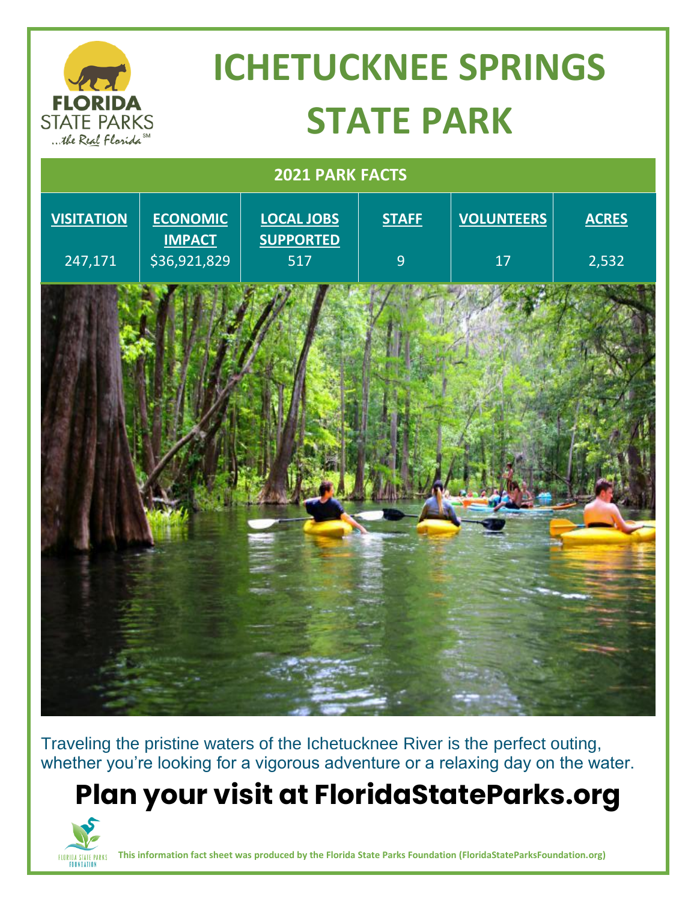# ICHETUCKNEE SPRINGS STATE PARK

## 2021 PARK FACTS

| VISITATION | ECONOMIC IMPACT | LOCAL JOBS SUPPORTED | STAFF | VOLUNTEERS | ACRES |
|---|---|---|---|---|---|
| 247,171 | $36,921,829 | 517 | 9 | 17 | 2,532 |

Traveling the pristine waters of the Ichetucknee River is the perfect outing, whether you're looking for a vigorous adventure or a relaxing day on the water.

## Plan your visit at FloridaStateParks.org

**This information fact sheet was produced by the Florida State Parks Foundation (FloridaStateParksFoundation.org)**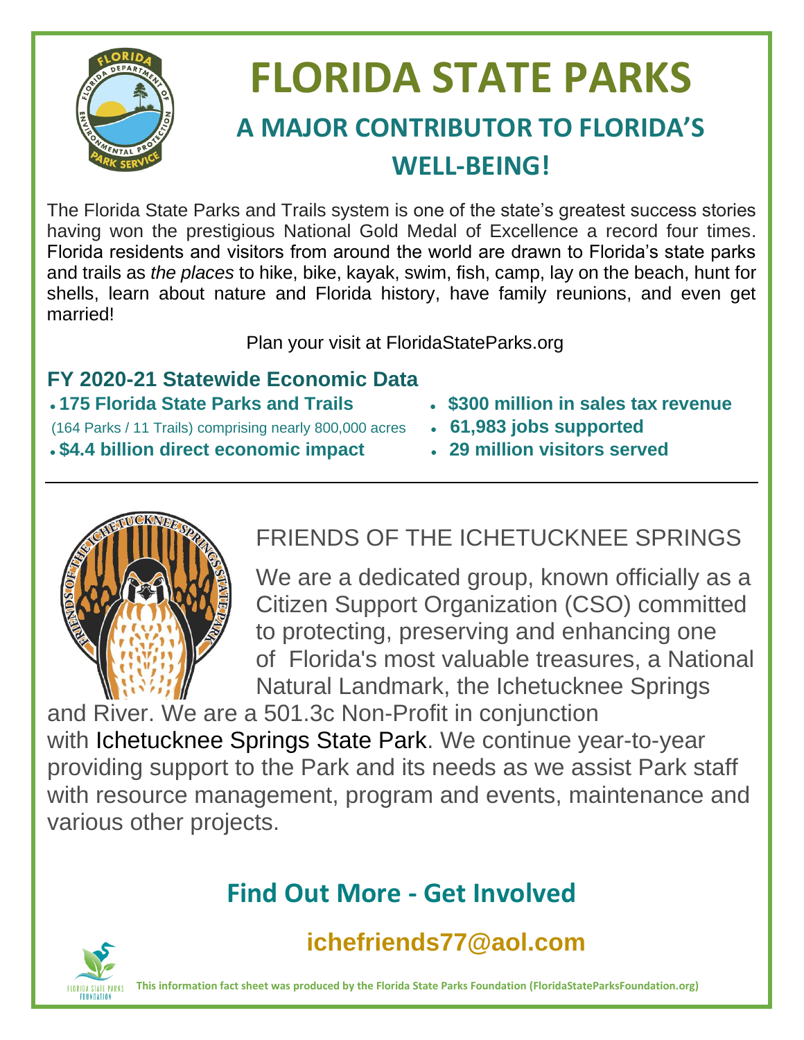# FLORIDA STATE PARKS

## A MAJOR CONTRIBUTOR TO FLORIDA'S WELL-BEING!

The Florida State Parks and Trails system is one of the state's greatest success stories having won the prestigious National Gold Medal of Excellence a record four times. Florida residents and visitors from around the world are drawn to Florida's state parks and trails as *the places* to hike, bike, kayak, swim, fish, camp, lay on the beach, hunt for shells, learn about nature and Florida history, have family reunions, and even get married!

Plan your visit at FloridaStateParks.org

### FY 2020-21 Statewide Economic Data

- **175 Florida State Parks and Trails**
  (164 Parks / 11 Trails) comprising nearly 800,000 acres
- **$4.4 billion direct economic impact**
- **$300 million in sales tax revenue**
- **61,983 jobs supported**
- **29 million visitors served**

---

## FRIENDS OF THE ICHETUCKNEE SPRINGS

We are a dedicated group, known officially as a Citizen Support Organization (CSO) committed to protecting, preserving and enhancing one of Florida's most valuable treasures, a National Natural Landmark, the Ichetucknee Springs and River. We are a 501.3c Non-Profit in conjunction with Ichetucknee Springs State Park. We continue year-to-year providing support to the Park and its needs as we assist Park staff with resource management, program and events, maintenance and various other projects.

## Find Out More - Get Involved

**ichefriends77@aol.com**

**This information fact sheet was produced by the Florida State Parks Foundation (FloridaStateParksFoundation.org)**